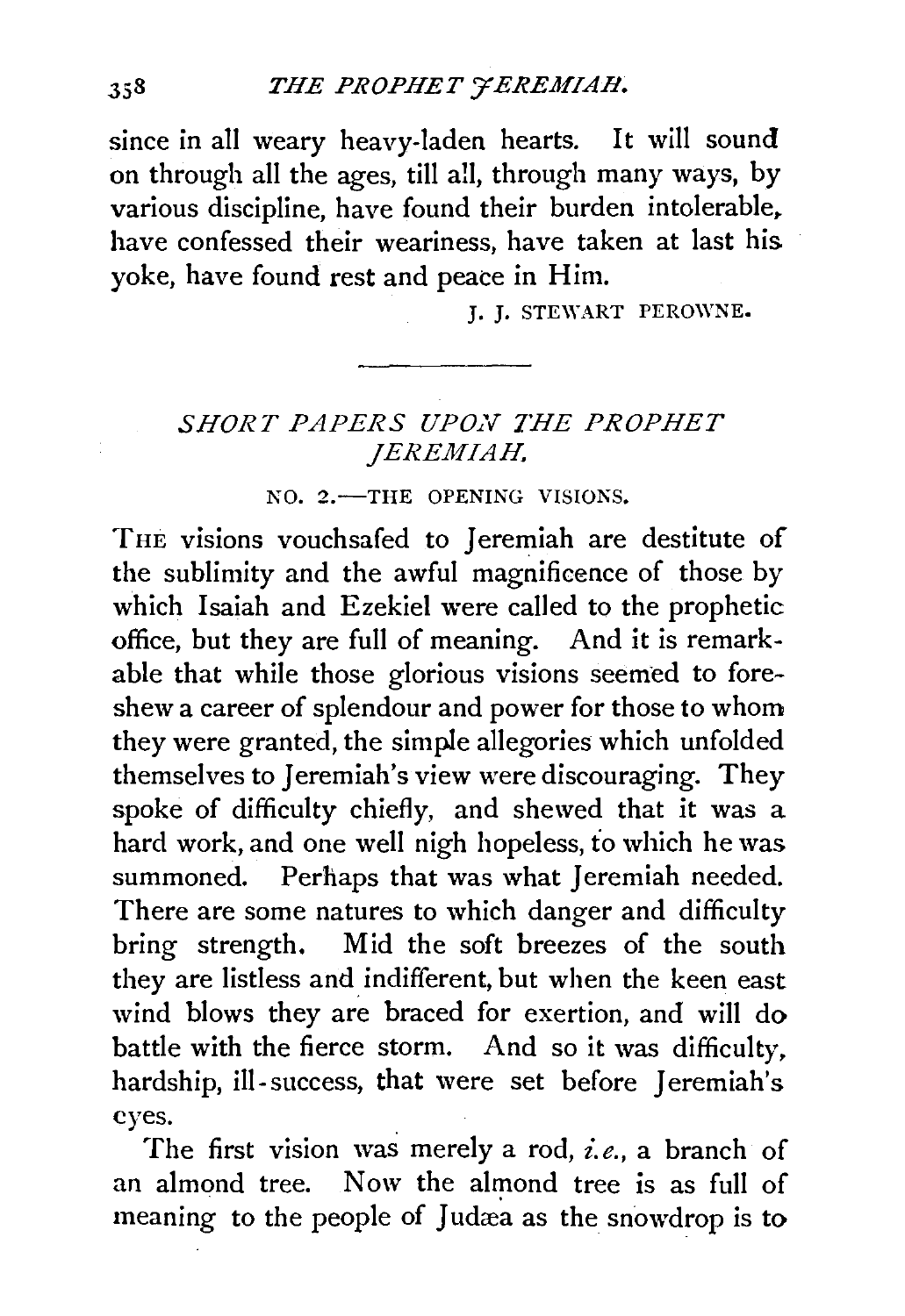since in all weary heavy-laden hearts. It will sound on through all the ages, till all, through many ways, by various discipline, have found their burden intolerable, have confessed their weariness, have taken at last his yoke, have found rest and peace in Him.

J. J. STEWART PEROWNE.

---

## *SHORT PAPERS UPON THE PROPHET JEREMIAH.*

### NO. 2.—THE OPENING VISIONS.

THE visions vouchsafed to Jeremiah are destitute of the sublimity and the awful magnificence of those by which Isaiah and Ezekiel were called to the prophetic office, but they are full of meaning. And it is remarkable that while those glorious visions seemed to foreshew a career of splendour and power for those to whom they were granted, the simple allegories which unfolded themselves to Jeremiah's view were discouraging. They spoke of difficulty chiefly, and shewed that it was a hard work, and one well nigh hopeless, to which he was summoned. Perhaps that was what Jeremiah needed. There are some natures to which danger and difficulty bring strength. Mid the soft breezes of the south they are listless and indifferent, but when the keen east wind blows they are braced for exertion, and will do battle with the fierce storm. And so it was difficulty, hardship, ill-success, that were set before Jeremiah's eyes.

The first vision was merely a rod, *i.e.*, a branch of an almond tree. Now the almond tree is as full of meaning to the people of Judæa as the snowdrop is to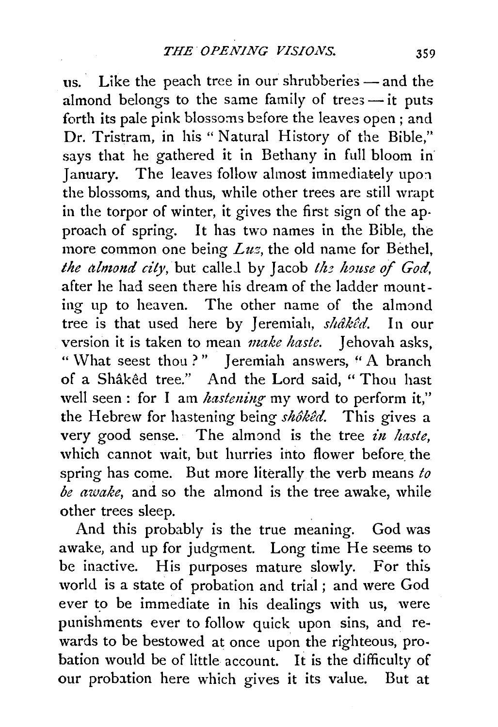us. Like the peach tree in our shrubberies — and the almond belongs to the same family of trees — it puts forth its pale pink blossoms before the leaves open ; and Dr. Tristram, in his " Natural History of the Bible," says that he gathered it in Bethany in full bloom in January. The leaves follow almost immediately upon the blossoms, and thus, while other trees are still wrapt in the torpor of winter, it gives the first sign of the approach of spring. It has two names in the Bible, the more common one being *Luz*, the old name for Bethel, *the almond city*, but called by Jacob *the house of God*, after he had seen there his dream of the ladder mounting up to heaven. The other name of the almond tree is that used here by Jeremiah, *shâkêd*. In our version it is taken to mean *make haste*. Jehovah asks, " What seest thou ? " Jeremiah answers, " A branch of a Shâkêd tree." And the Lord said, " Thou hast well seen : for I am *hastening* my word to perform it," the Hebrew for hastening being *shôkêd*. This gives a very good sense. The almond is the tree *in haste*, which cannot wait, but hurries into flower before the spring has come. But more literally the verb means *to be awake*, and so the almond is the tree awake, while other trees sleep.

And this probably is the true meaning. God was awake, and up for judgment. Long time He seems to be inactive. His purposes mature slowly. For this world is a state of probation and trial ; and were God ever to be immediate in his dealings with us, were punishments ever to follow quick upon sins, and rewards to be bestowed at once upon the righteous, probation would be of little account. It is the difficulty of our probation here which gives it its value. But at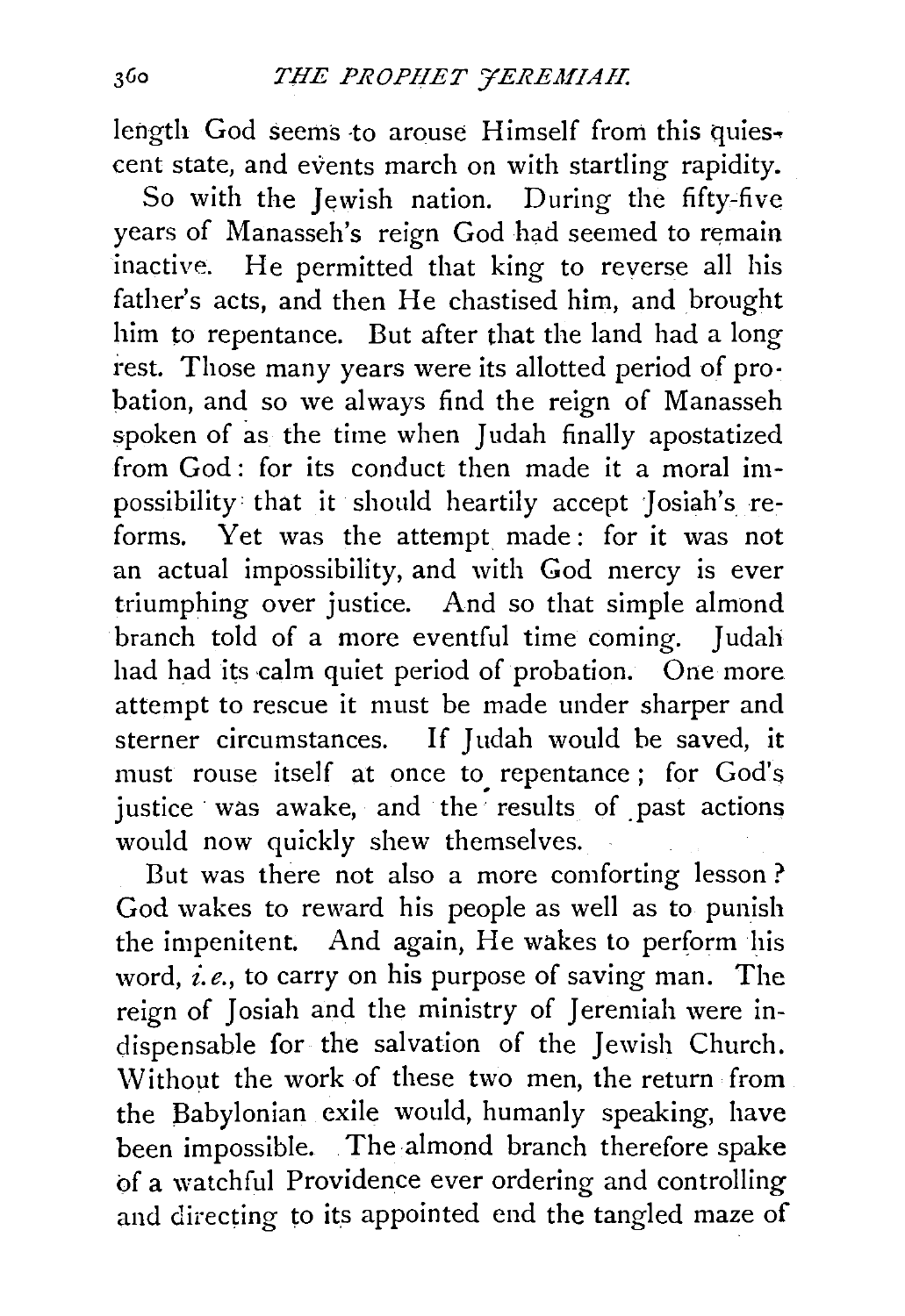length God seems to arouse Himself from this quiescent state, and events march on with startling rapidity.

So with the Jewish nation. During the fifty-five years of Manasseh's reign God had seemed to remain inactive. He permitted that king to reverse all his father's acts, and then He chastised him, and brought him to repentance. But after that the land had a long rest. Those many years were its allotted period of probation, and so we always find the reign of Manasseh spoken of as the time when Judah finally apostatized from God: for its conduct then made it a moral impossibility that it should heartily accept Josiah's reforms. Yet was the attempt made: for it was not an actual impossibility, and with God mercy is ever triumphing over justice. And so that simple almond branch told of a more eventful time coming. Judah had had its calm quiet period of probation. One more attempt to rescue it must be made under sharper and sterner circumstances. If Judah would be saved, it must rouse itself at once to repentance; for God's justice was awake, and the results of past actions would now quickly shew themselves.

But was there not also a more comforting lesson? God wakes to reward his people as well as to punish the impenitent. And again, He wakes to perform his word, *i.e.*, to carry on his purpose of saving man. The reign of Josiah and the ministry of Jeremiah were indispensable for the salvation of the Jewish Church. Without the work of these two men, the return from the Babylonian exile would, humanly speaking, have been impossible. The almond branch therefore spake of a watchful Providence ever ordering and controlling and directing to its appointed end the tangled maze of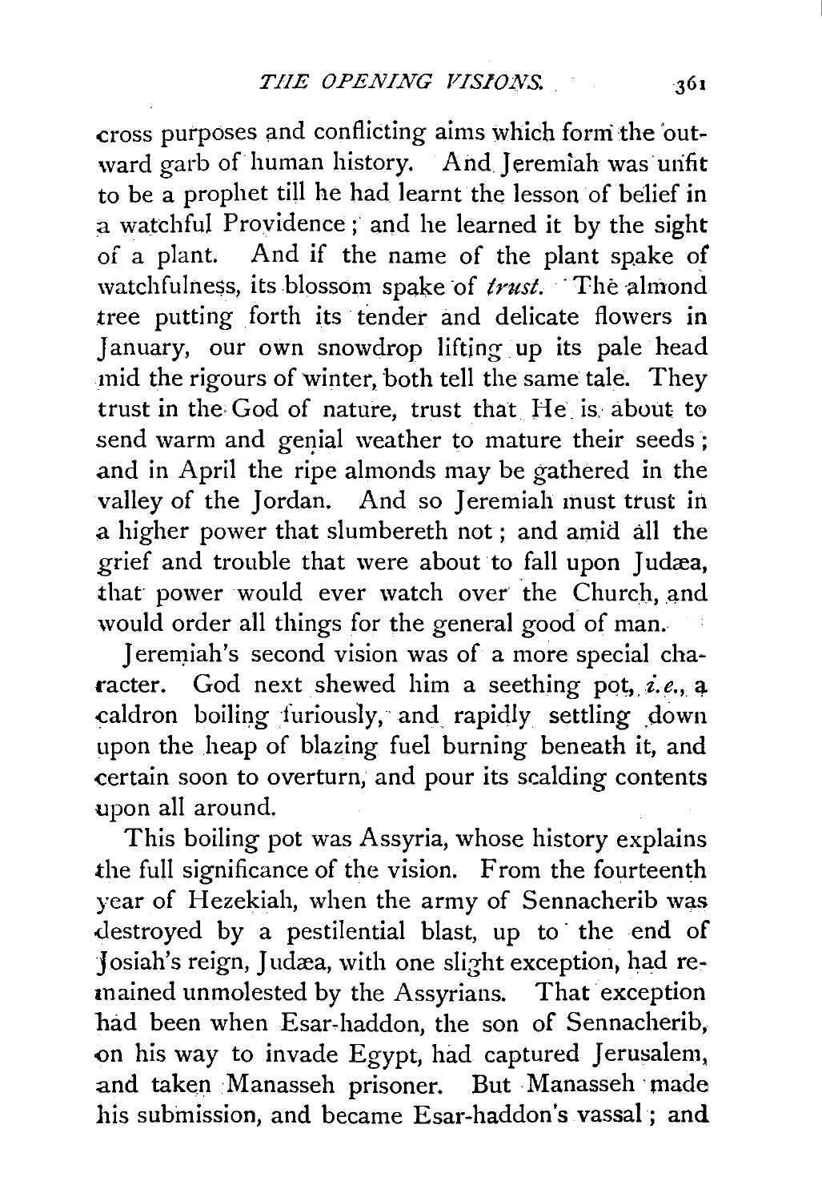cross purposes and conflicting aims which form the outward garb of human history. And Jeremiah was unfit to be a prophet till he had learnt the lesson of belief in a watchful Providence; and he learned it by the sight of a plant. And if the name of the plant spake of watchfulness, its blossom spake of *trust*. The almond tree putting forth its tender and delicate flowers in January, our own snowdrop lifting up its pale head mid the rigours of winter, both tell the same tale. They trust in the God of nature, trust that He is about to send warm and genial weather to mature their seeds; and in April the ripe almonds may be gathered in the valley of the Jordan. And so Jeremiah must trust in a higher power that slumbereth not; and amid all the grief and trouble that were about to fall upon Judæa, that power would ever watch over the Church, and would order all things for the general good of man.

Jeremiah's second vision was of a more special character. God next shewed him a seething pot, *i.e.*, a caldron boiling furiously, and rapidly settling down upon the heap of blazing fuel burning beneath it, and certain soon to overturn, and pour its scalding contents upon all around.

This boiling pot was Assyria, whose history explains the full significance of the vision. From the fourteenth year of Hezekiah, when the army of Sennacherib was destroyed by a pestilential blast, up to the end of Josiah's reign, Judæa, with one slight exception, had remained unmolested by the Assyrians. That exception had been when Esar-haddon, the son of Sennacherib, on his way to invade Egypt, had captured Jerusalem, and taken Manasseh prisoner. But Manasseh made his submission, and became Esar-haddon's vassal; and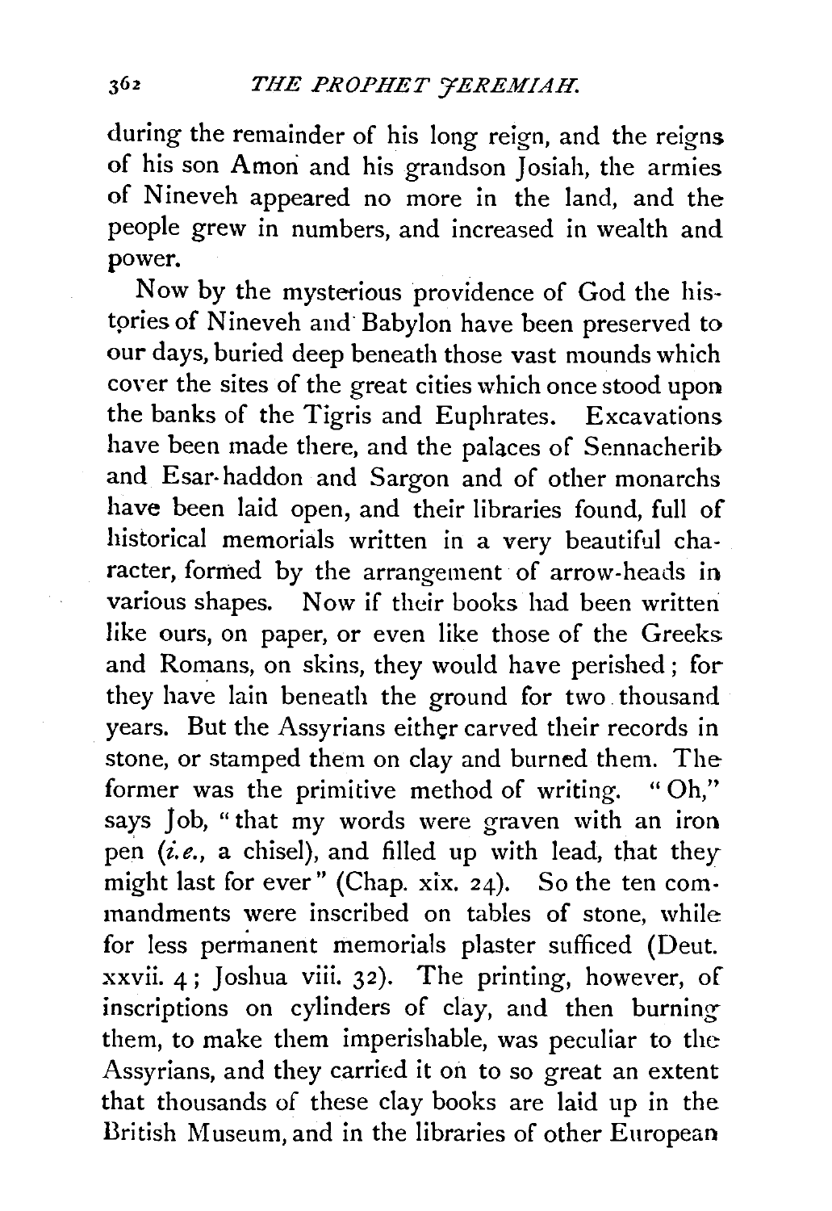during the remainder of his long reign, and the reigns of his son Amon and his grandson Josiah, the armies of Nineveh appeared no more in the land, and the people grew in numbers, and increased in wealth and power.

Now by the mysterious providence of God the histories of Nineveh and Babylon have been preserved to our days, buried deep beneath those vast mounds which cover the sites of the great cities which once stood upon the banks of the Tigris and Euphrates. Excavations have been made there, and the palaces of Sennacherib and Esar-haddon and Sargon and of other monarchs have been laid open, and their libraries found, full of historical memorials written in a very beautiful character, formed by the arrangement of arrow-heads in various shapes. Now if their books had been written like ours, on paper, or even like those of the Greeks and Romans, on skins, they would have perished; for they have lain beneath the ground for two thousand years. But the Assyrians either carved their records in stone, or stamped them on clay and burned them. The former was the primitive method of writing. "Oh," says Job, "that my words were graven with an iron pen (*i.e.*, a chisel), and filled up with lead, that they might last for ever" (Chap. xix. 24). So the ten commandments were inscribed on tables of stone, while for less permanent memorials plaster sufficed (Deut. xxvii. 4; Joshua viii. 32). The printing, however, of inscriptions on cylinders of clay, and then burning them, to make them imperishable, was peculiar to the Assyrians, and they carried it on to so great an extent that thousands of these clay books are laid up in the British Museum, and in the libraries of other European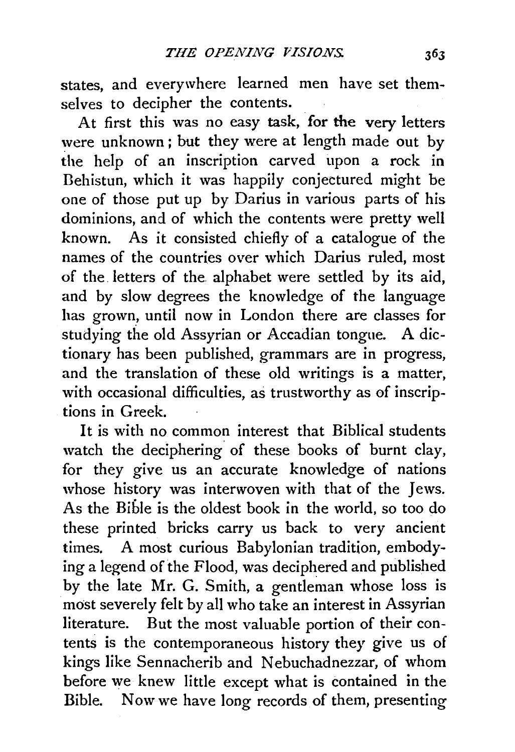states, and everywhere learned men have set themselves to decipher the contents.

At first this was no easy task, for the very letters were unknown; but they were at length made out by the help of an inscription carved upon a rock in Behistun, which it was happily conjectured might be one of those put up by Darius in various parts of his dominions, and of which the contents were pretty well known. As it consisted chiefly of a catalogue of the names of the countries over which Darius ruled, most of the letters of the alphabet were settled by its aid, and by slow degrees the knowledge of the language has grown, until now in London there are classes for studying the old Assyrian or Accadian tongue. A dictionary has been published, grammars are in progress, and the translation of these old writings is a matter, with occasional difficulties, as trustworthy as of inscriptions in Greek.

It is with no common interest that Biblical students watch the deciphering of these books of burnt clay, for they give us an accurate knowledge of nations whose history was interwoven with that of the Jews. As the Bible is the oldest book in the world, so too do these printed bricks carry us back to very ancient times. A most curious Babylonian tradition, embodying a legend of the Flood, was deciphered and published by the late Mr. G. Smith, a gentleman whose loss is most severely felt by all who take an interest in Assyrian literature. But the most valuable portion of their contents is the contemporaneous history they give us of kings like Sennacherib and Nebuchadnezzar, of whom before we knew little except what is contained in the Bible. Now we have long records of them, presenting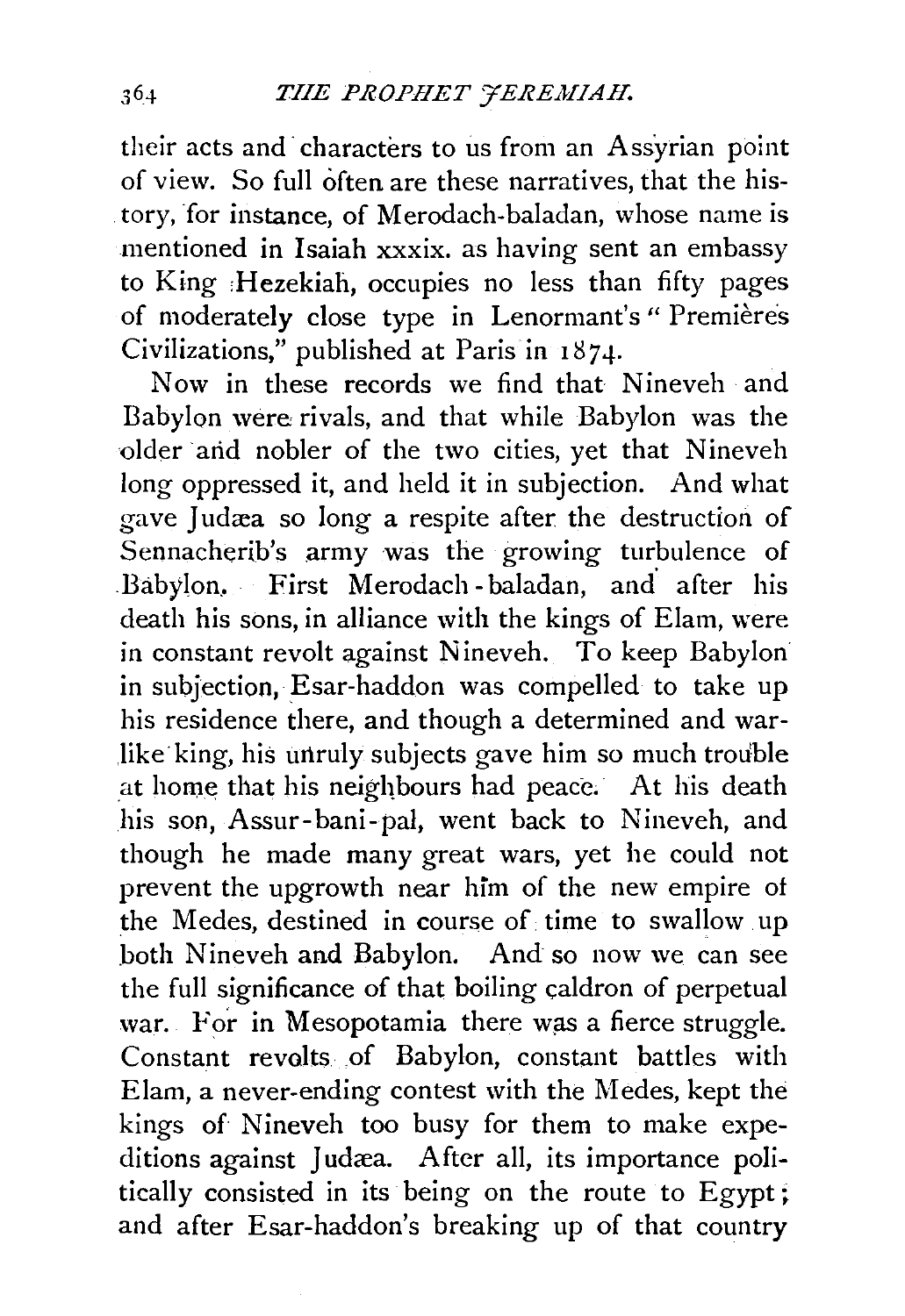their acts and characters to us from an Assyrian point of view. So full often are these narratives, that the history, for instance, of Merodach-baladan, whose name is mentioned in Isaiah xxxix. as having sent an embassy to King Hezekiah, occupies no less than fifty pages of moderately close type in Lenormant's "Premières Civilizations," published at Paris in 1874.

Now in these records we find that Nineveh and Babylon were rivals, and that while Babylon was the older and nobler of the two cities, yet that Nineveh long oppressed it, and held it in subjection. And what gave Judæa so long a respite after the destruction of Sennacherib's army was the growing turbulence of Babylon. First Merodach-baladan, and after his death his sons, in alliance with the kings of Elam, were in constant revolt against Nineveh. To keep Babylon in subjection, Esar-haddon was compelled to take up his residence there, and though a determined and warlike king, his unruly subjects gave him so much trouble at home that his neighbours had peace. At his death his son, Assur-bani-pal, went back to Nineveh, and though he made many great wars, yet he could not prevent the upgrowth near him of the new empire of the Medes, destined in course of time to swallow up both Nineveh and Babylon. And so now we can see the full significance of that boiling caldron of perpetual war. For in Mesopotamia there was a fierce struggle. Constant revolts of Babylon, constant battles with Elam, a never-ending contest with the Medes, kept the kings of Nineveh too busy for them to make expeditions against Judæa. After all, its importance politically consisted in its being on the route to Egypt; and after Esar-haddon's breaking up of that country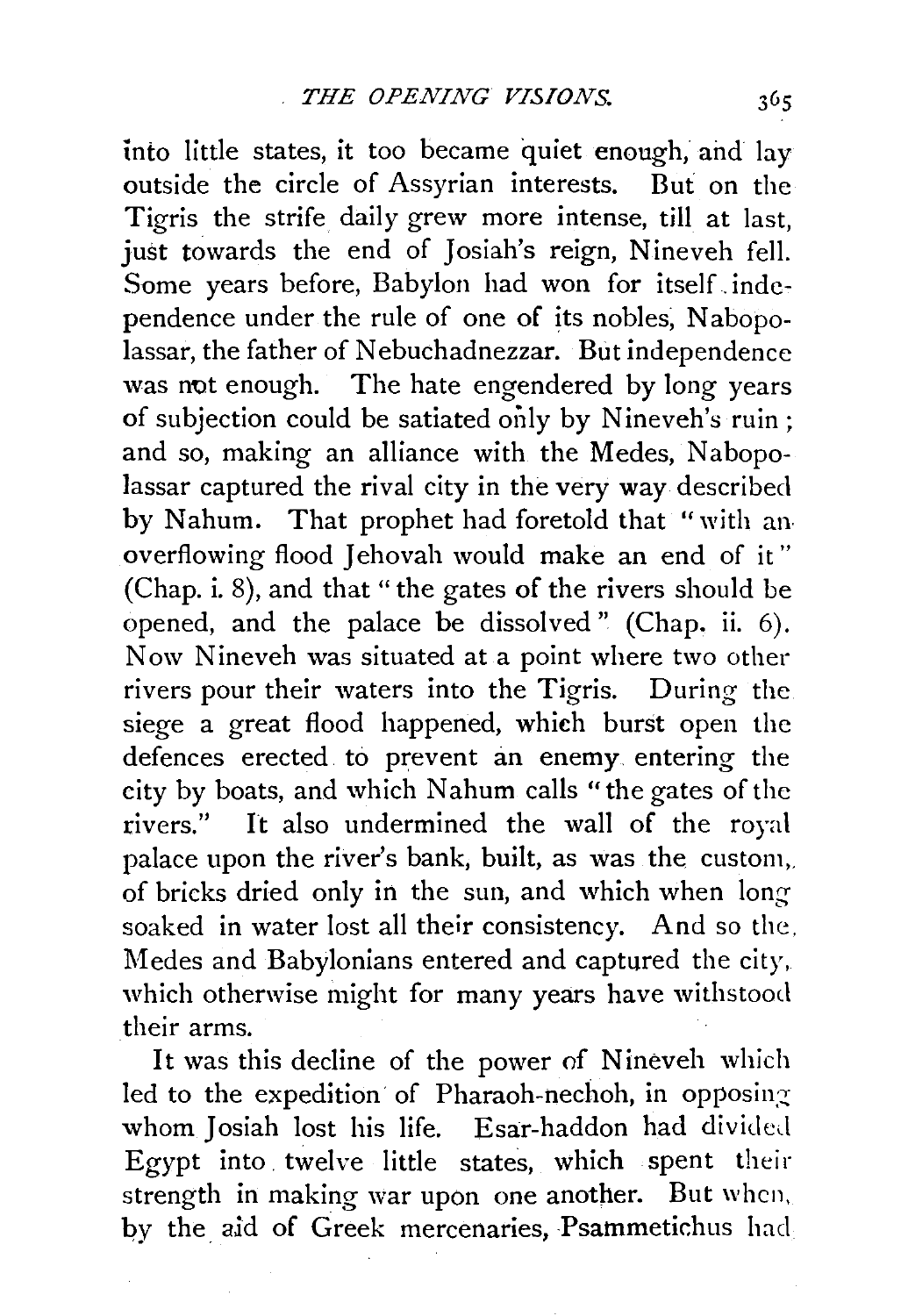into little states, it too became quiet enough, and lay outside the circle of Assyrian interests. But on the Tigris the strife daily grew more intense, till at last, just towards the end of Josiah's reign, Nineveh fell. Some years before, Babylon had won for itself independence under the rule of one of its nobles, Nabopolassar, the father of Nebuchadnezzar. But independence was not enough. The hate engendered by long years of subjection could be satiated only by Nineveh's ruin; and so, making an alliance with the Medes, Nabopolassar captured the rival city in the very way described by Nahum. That prophet had foretold that "with an overflowing flood Jehovah would make an end of it" (Chap. i. 8), and that "the gates of the rivers should be opened, and the palace be dissolved" (Chap. ii. 6). Now Nineveh was situated at a point where two other rivers pour their waters into the Tigris. During the siege a great flood happened, which burst open the defences erected to prevent an enemy entering the city by boats, and which Nahum calls "the gates of the rivers." It also undermined the wall of the royal palace upon the river's bank, built, as was the custom, of bricks dried only in the sun, and which when long soaked in water lost all their consistency. And so the Medes and Babylonians entered and captured the city, which otherwise might for many years have withstood their arms.

It was this decline of the power of Nineveh which led to the expedition of Pharaoh-nechoh, in opposing whom Josiah lost his life. Esar-haddon had divided Egypt into twelve little states, which spent their strength in making war upon one another. But when, by the aid of Greek mercenaries, Psammetichus had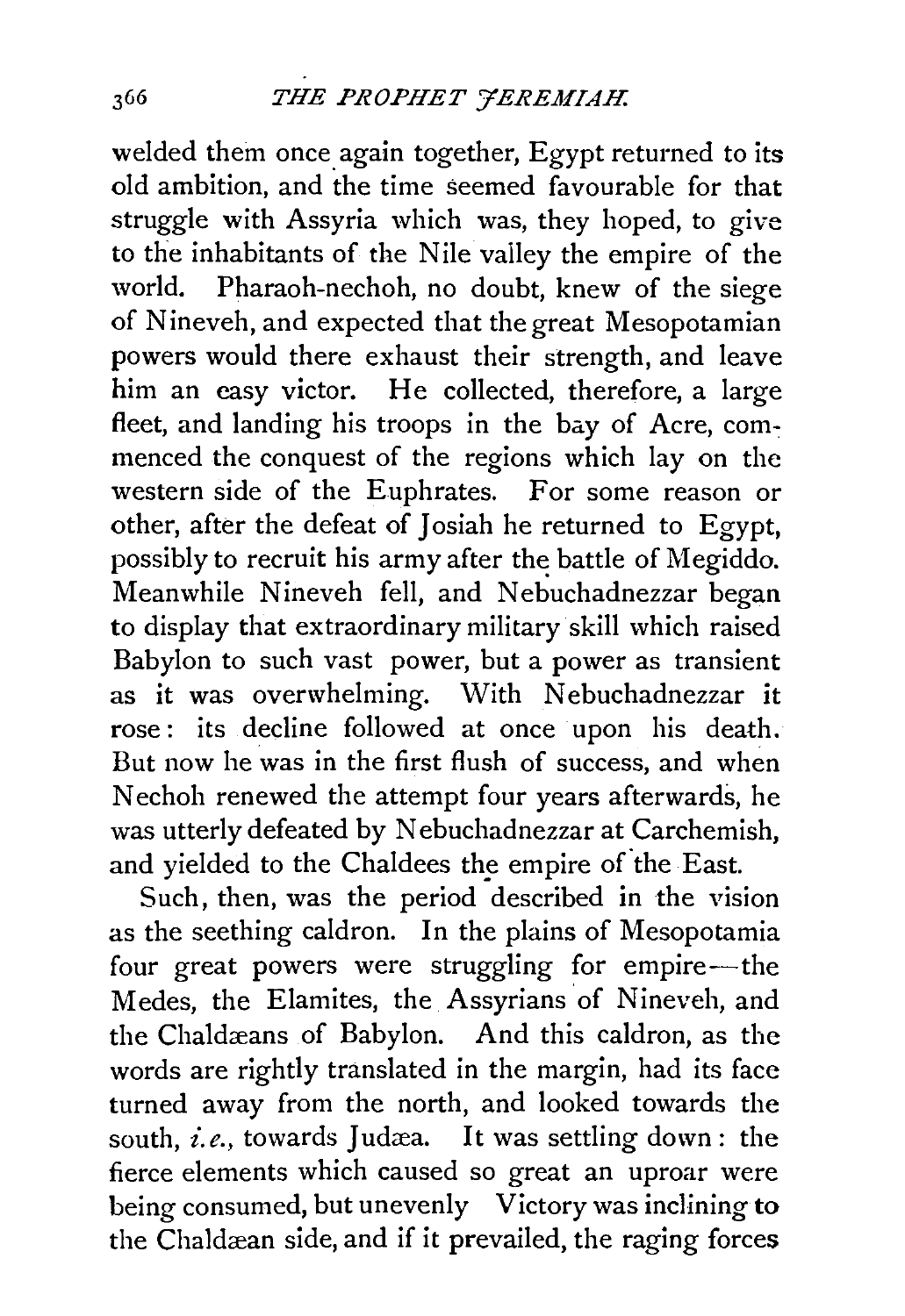welded them once again together, Egypt returned to its old ambition, and the time seemed favourable for that struggle with Assyria which was, they hoped, to give to the inhabitants of the Nile valley the empire of the world. Pharaoh-nechoh, no doubt, knew of the siege of Nineveh, and expected that the great Mesopotamian powers would there exhaust their strength, and leave him an easy victor. He collected, therefore, a large fleet, and landing his troops in the bay of Acre, commenced the conquest of the regions which lay on the western side of the Euphrates. For some reason or other, after the defeat of Josiah he returned to Egypt, possibly to recruit his army after the battle of Megiddo. Meanwhile Nineveh fell, and Nebuchadnezzar began to display that extraordinary military skill which raised Babylon to such vast power, but a power as transient as it was overwhelming. With Nebuchadnezzar it rose: its decline followed at once upon his death. But now he was in the first flush of success, and when Nechoh renewed the attempt four years afterwards, he was utterly defeated by Nebuchadnezzar at Carchemish, and yielded to the Chaldees the empire of the East.

Such, then, was the period described in the vision as the seething caldron. In the plains of Mesopotamia four great powers were struggling for empire—the Medes, the Elamites, the Assyrians of Nineveh, and the Chaldæans of Babylon. And this caldron, as the words are rightly translated in the margin, had its face turned away from the north, and looked towards the south, *i.e.*, towards Judæa. It was settling down: the fierce elements which caused so great an uproar were being consumed, but unevenly Victory was inclining to the Chaldæan side, and if it prevailed, the raging forces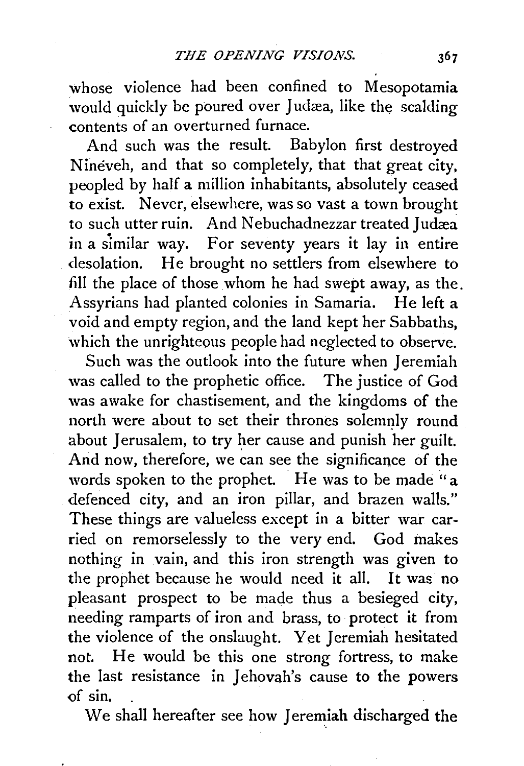whose violence had been confined to Mesopotamia would quickly be poured over Judæa, like the scalding contents of an overturned furnace.

And such was the result. Babylon first destroyed Nineveh, and that so completely, that that great city, peopled by half a million inhabitants, absolutely ceased to exist. Never, elsewhere, was so vast a town brought to such utter ruin. And Nebuchadnezzar treated Judæa in a similar way. For seventy years it lay in entire desolation. He brought no settlers from elsewhere to fill the place of those whom he had swept away, as the Assyrians had planted colonies in Samaria. He left a void and empty region, and the land kept her Sabbaths, which the unrighteous people had neglected to observe.

Such was the outlook into the future when Jeremiah was called to the prophetic office. The justice of God was awake for chastisement, and the kingdoms of the north were about to set their thrones solemnly round about Jerusalem, to try her cause and punish her guilt. And now, therefore, we can see the significance of the words spoken to the prophet. He was to be made "a defenced city, and an iron pillar, and brazen walls." These things are valueless except in a bitter war carried on remorselessly to the very end. God makes nothing in vain, and this iron strength was given to the prophet because he would need it all. It was no pleasant prospect to be made thus a besieged city, needing ramparts of iron and brass, to protect it from the violence of the onslaught. Yet Jeremiah hesitated not. He would be this one strong fortress, to make the last resistance in Jehovah's cause to the powers of sin.

We shall hereafter see how Jeremiah discharged the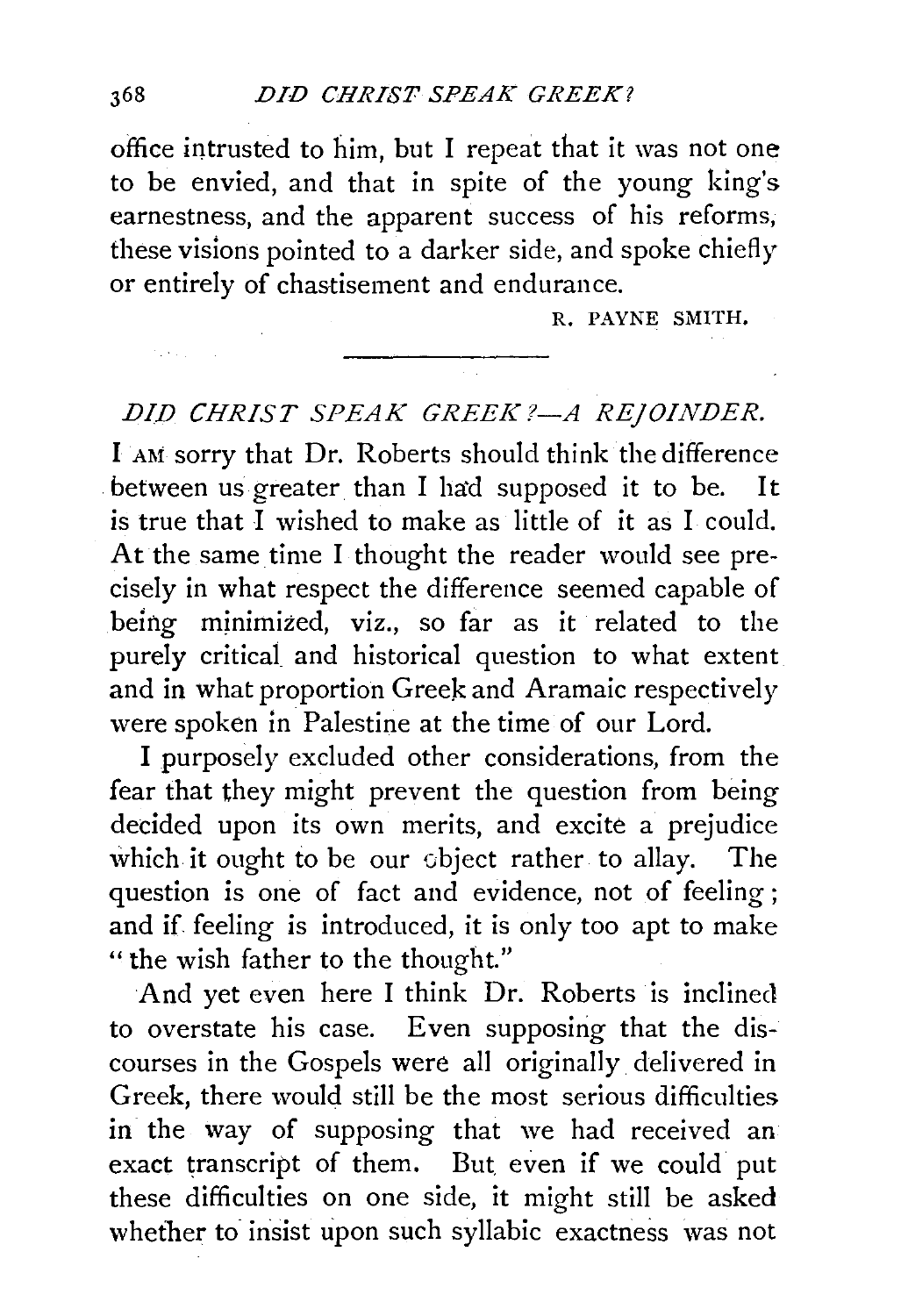office intrusted to him, but I repeat that it was not one to be envied, and that in spite of the young king's earnestness, and the apparent success of his reforms, these visions pointed to a darker side, and spoke chiefly or entirely of chastisement and endurance.

R. PAYNE SMITH.

---

## *DID CHRIST SPEAK GREEK?—A REJOINDER.*

I AM sorry that Dr. Roberts should think the difference between us greater than I had supposed it to be. It is true that I wished to make as little of it as I could. At the same time I thought the reader would see precisely in what respect the difference seemed capable of being minimized, viz., so far as it related to the purely critical and historical question to what extent and in what proportion Greek and Aramaic respectively were spoken in Palestine at the time of our Lord.

I purposely excluded other considerations, from the fear that they might prevent the question from being decided upon its own merits, and excite a prejudice which it ought to be our object rather to allay. The question is one of fact and evidence, not of feeling; and if feeling is introduced, it is only too apt to make "the wish father to the thought."

And yet even here I think Dr. Roberts is inclined to overstate his case. Even supposing that the discourses in the Gospels were all originally delivered in Greek, there would still be the most serious difficulties in the way of supposing that we had received an exact transcript of them. But even if we could put these difficulties on one side, it might still be asked whether to insist upon such syllabic exactness was not